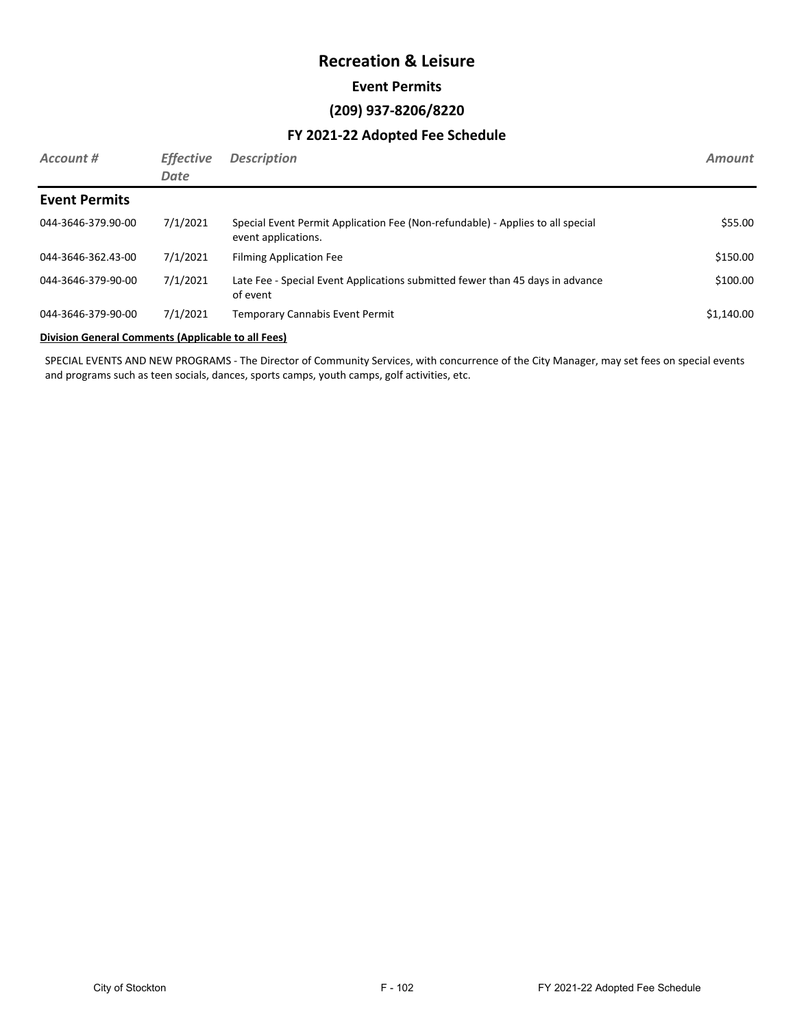# Recreation & Leisure

## Event Permits

### (209) 937-8206/8220

### FY 2021-22 Adopted Fee Schedule

| *Account #* | *Effective Date* | *Description* | *Amount* |
|---|---|---|---|
| **Event Permits** | | | |
| 044-3646-379.90-00 | 7/1/2021 | Special Event Permit Application Fee (Non-refundable) - Applies to all special event applications. | $55.00 |
| 044-3646-362.43-00 | 7/1/2021 | Filming Application Fee | $150.00 |
| 044-3646-379.90-00 | 7/1/2021 | Late Fee - Special Event Applications submitted fewer than 45 days in advance of event | $100.00 |
| 044-3646-379.90-00 | 7/1/2021 | Temporary Cannabis Event Permit | $1,140.00 |

**Division General Comments (Applicable to all Fees)**

SPECIAL EVENTS AND NEW PROGRAMS - The Director of Community Services, with concurrence of the City Manager, may set fees on special events and programs such as teen socials, dances, sports camps, youth camps, golf activities, etc.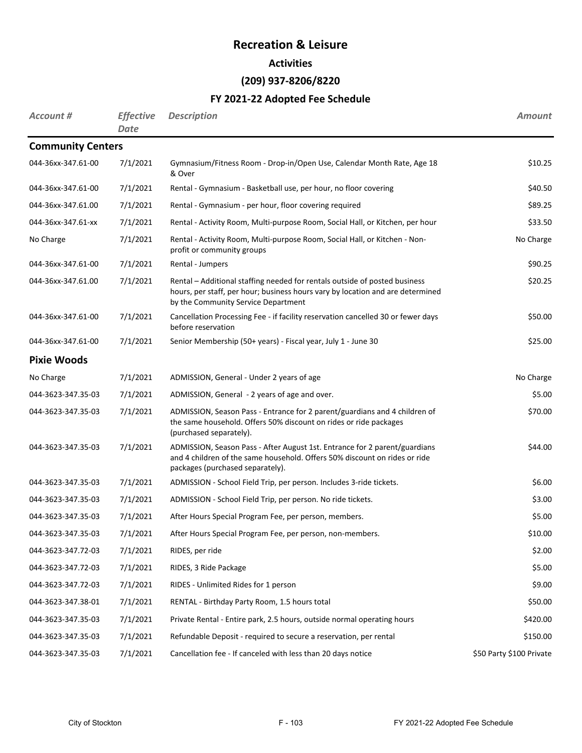# Recreation & Leisure

## Activities

### (209) 937-8206/8220

### FY 2021-22 Adopted Fee Schedule

| *Account #* | *Effective Date* | *Description* | *Amount* |
|---|---|---|---|
| **Community Centers** | | | |
| 044-36xx-347.61-00 | 7/1/2021 | Gymnasium/Fitness Room - Drop-in/Open Use, Calendar Month Rate, Age 18 & Over | $10.25 |
| 044-36xx-347.61-00 | 7/1/2021 | Rental - Gymnasium - Basketball use, per hour, no floor covering | $40.50 |
| 044-36xx-347.61.00 | 7/1/2021 | Rental - Gymnasium - per hour, floor covering required | $89.25 |
| 044-36xx-347.61-xx | 7/1/2021 | Rental - Activity Room, Multi-purpose Room, Social Hall, or Kitchen, per hour | $33.50 |
| No Charge | 7/1/2021 | Rental - Activity Room, Multi-purpose Room, Social Hall, or Kitchen - Non-profit or community groups | No Charge |
| 044-36xx-347.61-00 | 7/1/2021 | Rental - Jumpers | $90.25 |
| 044-36xx-347.61.00 | 7/1/2021 | Rental – Additional staffing needed for rentals outside of posted business hours, per staff, per hour; business hours vary by location and are determined by the Community Service Department | $20.25 |
| 044-36xx-347.61-00 | 7/1/2021 | Cancellation Processing Fee - if facility reservation cancelled 30 or fewer days before reservation | $50.00 |
| 044-36xx-347.61-00 | 7/1/2021 | Senior Membership (50+ years) - Fiscal year, July 1 - June 30 | $25.00 |
| **Pixie Woods** | | | |
| No Charge | 7/1/2021 | ADMISSION, General - Under 2 years of age | No Charge |
| 044-3623-347.35-03 | 7/1/2021 | ADMISSION, General - 2 years of age and over. | $5.00 |
| 044-3623-347.35-03 | 7/1/2021 | ADMISSION, Season Pass - Entrance for 2 parent/guardians and 4 children of the same household. Offers 50% discount on rides or ride packages (purchased separately). | $70.00 |
| 044-3623-347.35-03 | 7/1/2021 | ADMISSION, Season Pass - After August 1st. Entrance for 2 parent/guardians and 4 children of the same household. Offers 50% discount on rides or ride packages (purchased separately). | $44.00 |
| 044-3623-347.35-03 | 7/1/2021 | ADMISSION - School Field Trip, per person. Includes 3-ride tickets. | $6.00 |
| 044-3623-347.35-03 | 7/1/2021 | ADMISSION - School Field Trip, per person. No ride tickets. | $3.00 |
| 044-3623-347.35-03 | 7/1/2021 | After Hours Special Program Fee, per person, members. | $5.00 |
| 044-3623-347.35-03 | 7/1/2021 | After Hours Special Program Fee, per person, non-members. | $10.00 |
| 044-3623-347.72-03 | 7/1/2021 | RIDES, per ride | $2.00 |
| 044-3623-347.72-03 | 7/1/2021 | RIDES, 3 Ride Package | $5.00 |
| 044-3623-347.72-03 | 7/1/2021 | RIDES - Unlimited Rides for 1 person | $9.00 |
| 044-3623-347.38-01 | 7/1/2021 | RENTAL - Birthday Party Room, 1.5 hours total | $50.00 |
| 044-3623-347.35-03 | 7/1/2021 | Private Rental - Entire park, 2.5 hours, outside normal operating hours | $420.00 |
| 044-3623-347.35-03 | 7/1/2021 | Refundable Deposit - required to secure a reservation, per rental | $150.00 |
| 044-3623-347.35-03 | 7/1/2021 | Cancellation fee - If canceled with less than 20 days notice | $50 Party $100 Private |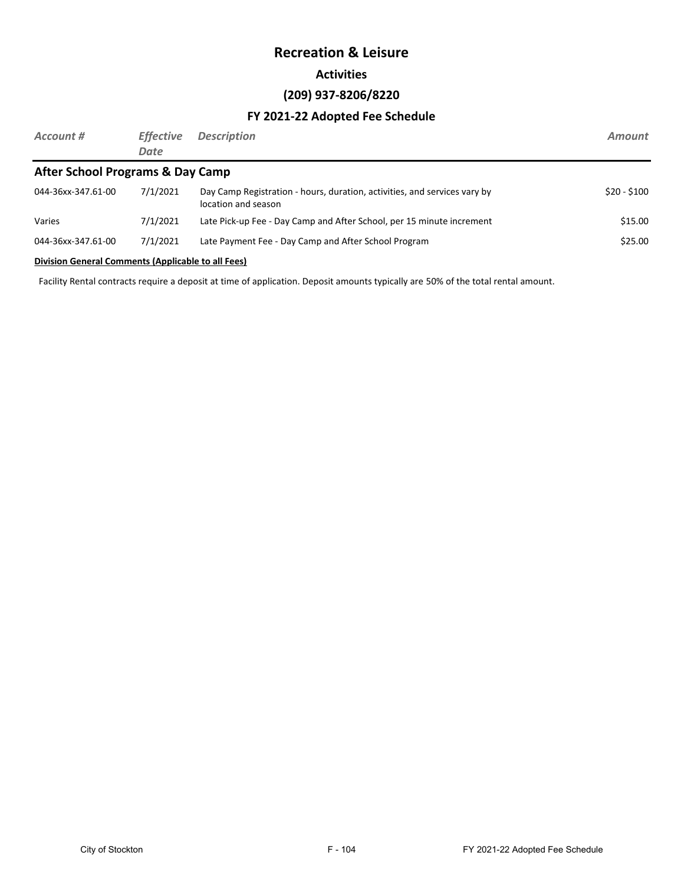# Recreation & Leisure

## Activities

## (209) 937-8206/8220

## FY 2021-22 Adopted Fee Schedule

| *Account #* | *Effective Date* | *Description* | *Amount* |
|---|---|---|---|
| **After School Programs & Day Camp** | | | |
| 044-36xx-347.61-00 | 7/1/2021 | Day Camp Registration - hours, duration, activities, and services vary by location and season | $20 - $100 |
| Varies | 7/1/2021 | Late Pick-up Fee - Day Camp and After School, per 15 minute increment | $15.00 |
| 044-36xx-347.61-00 | 7/1/2021 | Late Payment Fee - Day Camp and After School Program | $25.00 |

**Division General Comments (Applicable to all Fees)**

Facility Rental contracts require a deposit at time of application. Deposit amounts typically are 50% of the total rental amount.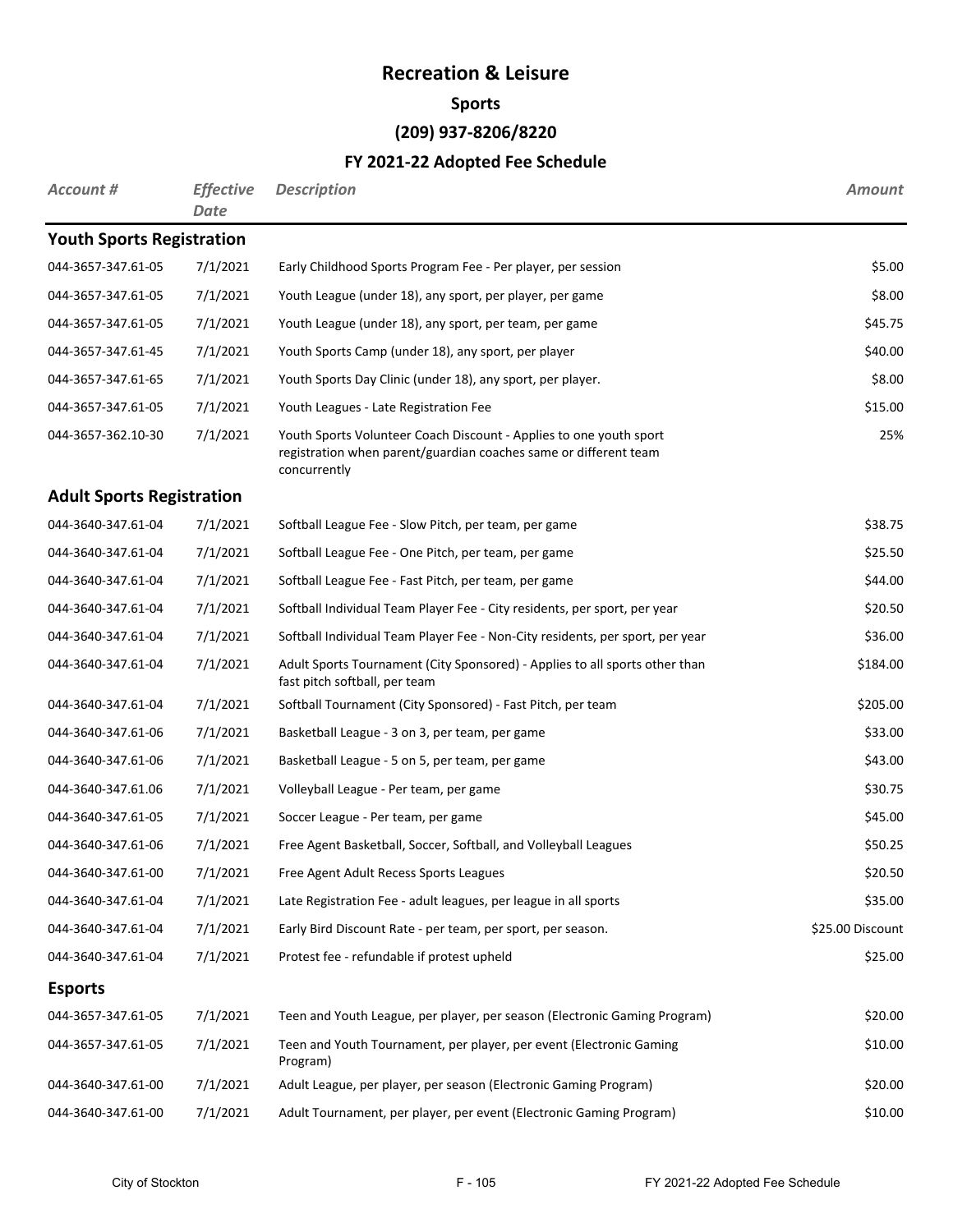# Recreation & Leisure

## Sports

## (209) 937-8206/8220

## FY 2021-22 Adopted Fee Schedule

| *Account #* | *Effective Date* | *Description* | *Amount* |
|---|---|---|---|
| **Youth Sports Registration** | | | |
| 044-3657-347.61-05 | 7/1/2021 | Early Childhood Sports Program Fee - Per player, per session | $5.00 |
| 044-3657-347.61-05 | 7/1/2021 | Youth League (under 18), any sport, per player, per game | $8.00 |
| 044-3657-347.61-05 | 7/1/2021 | Youth League (under 18), any sport, per team, per game | $45.75 |
| 044-3657-347.61-45 | 7/1/2021 | Youth Sports Camp (under 18), any sport, per player | $40.00 |
| 044-3657-347.61-65 | 7/1/2021 | Youth Sports Day Clinic (under 18), any sport, per player. | $8.00 |
| 044-3657-347.61-05 | 7/1/2021 | Youth Leagues - Late Registration Fee | $15.00 |
| 044-3657-362.10-30 | 7/1/2021 | Youth Sports Volunteer Coach Discount - Applies to one youth sport registration when parent/guardian coaches same or different team concurrently | 25% |
| **Adult Sports Registration** | | | |
| 044-3640-347.61-04 | 7/1/2021 | Softball League Fee - Slow Pitch, per team, per game | $38.75 |
| 044-3640-347.61-04 | 7/1/2021 | Softball League Fee - One Pitch, per team, per game | $25.50 |
| 044-3640-347.61-04 | 7/1/2021 | Softball League Fee - Fast Pitch, per team, per game | $44.00 |
| 044-3640-347.61-04 | 7/1/2021 | Softball Individual Team Player Fee - City residents, per sport, per year | $20.50 |
| 044-3640-347.61-04 | 7/1/2021 | Softball Individual Team Player Fee - Non-City residents, per sport, per year | $36.00 |
| 044-3640-347.61-04 | 7/1/2021 | Adult Sports Tournament (City Sponsored) - Applies to all sports other than fast pitch softball, per team | $184.00 |
| 044-3640-347.61-04 | 7/1/2021 | Softball Tournament (City Sponsored) - Fast Pitch, per team | $205.00 |
| 044-3640-347.61-06 | 7/1/2021 | Basketball League - 3 on 3, per team, per game | $33.00 |
| 044-3640-347.61-06 | 7/1/2021 | Basketball League - 5 on 5, per team, per game | $43.00 |
| 044-3640-347.61.06 | 7/1/2021 | Volleyball League - Per team, per game | $30.75 |
| 044-3640-347.61-05 | 7/1/2021 | Soccer League - Per team, per game | $45.00 |
| 044-3640-347.61-06 | 7/1/2021 | Free Agent Basketball, Soccer, Softball, and Volleyball Leagues | $50.25 |
| 044-3640-347.61-00 | 7/1/2021 | Free Agent Adult Recess Sports Leagues | $20.50 |
| 044-3640-347.61-04 | 7/1/2021 | Late Registration Fee - adult leagues, per league in all sports | $35.00 |
| 044-3640-347.61-04 | 7/1/2021 | Early Bird Discount Rate - per team, per sport, per season. | $25.00 Discount |
| 044-3640-347.61-04 | 7/1/2021 | Protest fee - refundable if protest upheld | $25.00 |
| **Esports** | | | |
| 044-3657-347.61-05 | 7/1/2021 | Teen and Youth League, per player, per season (Electronic Gaming Program) | $20.00 |
| 044-3657-347.61-05 | 7/1/2021 | Teen and Youth Tournament, per player, per event (Electronic Gaming Program) | $10.00 |
| 044-3640-347.61-00 | 7/1/2021 | Adult League, per player, per season (Electronic Gaming Program) | $20.00 |
| 044-3640-347.61-00 | 7/1/2021 | Adult Tournament, per player, per event (Electronic Gaming Program) | $10.00 |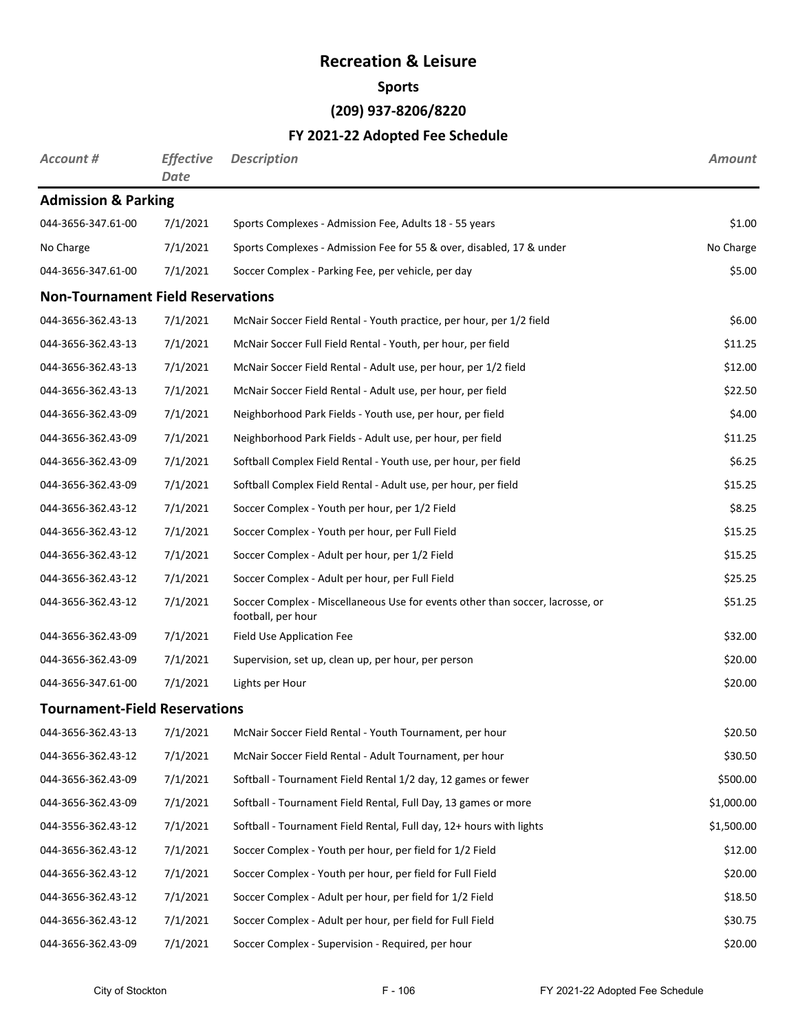# Recreation & Leisure

## Sports

## (209) 937-8206/8220

## FY 2021-22 Adopted Fee Schedule

| *Account #* | *Effective Date* | *Description* | *Amount* |
|---|---|---|---|
| **Admission & Parking** | | | |
| 044-3656-347.61-00 | 7/1/2021 | Sports Complexes - Admission Fee, Adults 18 - 55 years | $1.00 |
| No Charge | 7/1/2021 | Sports Complexes - Admission Fee for 55 & over, disabled, 17 & under | No Charge |
| 044-3656-347.61-00 | 7/1/2021 | Soccer Complex - Parking Fee, per vehicle, per day | $5.00 |
| **Non-Tournament Field Reservations** | | | |
| 044-3656-362.43-13 | 7/1/2021 | McNair Soccer Field Rental - Youth practice, per hour, per 1/2 field | $6.00 |
| 044-3656-362.43-13 | 7/1/2021 | McNair Soccer Full Field Rental - Youth, per hour, per field | $11.25 |
| 044-3656-362.43-13 | 7/1/2021 | McNair Soccer Field Rental - Adult use, per hour, per 1/2 field | $12.00 |
| 044-3656-362.43-13 | 7/1/2021 | McNair Soccer Field Rental - Adult use, per hour, per field | $22.50 |
| 044-3656-362.43-09 | 7/1/2021 | Neighborhood Park Fields - Youth use, per hour, per field | $4.00 |
| 044-3656-362.43-09 | 7/1/2021 | Neighborhood Park Fields - Adult use, per hour, per field | $11.25 |
| 044-3656-362.43-09 | 7/1/2021 | Softball Complex Field Rental - Youth use, per hour, per field | $6.25 |
| 044-3656-362.43-09 | 7/1/2021 | Softball Complex Field Rental - Adult use, per hour, per field | $15.25 |
| 044-3656-362.43-12 | 7/1/2021 | Soccer Complex - Youth per hour, per 1/2 Field | $8.25 |
| 044-3656-362.43-12 | 7/1/2021 | Soccer Complex - Youth per hour, per Full Field | $15.25 |
| 044-3656-362.43-12 | 7/1/2021 | Soccer Complex - Adult per hour, per 1/2 Field | $15.25 |
| 044-3656-362.43-12 | 7/1/2021 | Soccer Complex - Adult per hour, per Full Field | $25.25 |
| 044-3656-362.43-12 | 7/1/2021 | Soccer Complex - Miscellaneous Use for events other than soccer, lacrosse, or football, per hour | $51.25 |
| 044-3656-362.43-09 | 7/1/2021 | Field Use Application Fee | $32.00 |
| 044-3656-362.43-09 | 7/1/2021 | Supervision, set up, clean up, per hour, per person | $20.00 |
| 044-3656-347.61-00 | 7/1/2021 | Lights per Hour | $20.00 |
| **Tournament-Field Reservations** | | | |
| 044-3656-362.43-13 | 7/1/2021 | McNair Soccer Field Rental - Youth Tournament, per hour | $20.50 |
| 044-3656-362.43-12 | 7/1/2021 | McNair Soccer Field Rental - Adult Tournament, per hour | $30.50 |
| 044-3656-362.43-09 | 7/1/2021 | Softball - Tournament Field Rental 1/2 day, 12 games or fewer | $500.00 |
| 044-3656-362.43-09 | 7/1/2021 | Softball - Tournament Field Rental, Full Day, 13 games or more | $1,000.00 |
| 044-3556-362.43-12 | 7/1/2021 | Softball - Tournament Field Rental, Full day, 12+ hours with lights | $1,500.00 |
| 044-3656-362.43-12 | 7/1/2021 | Soccer Complex - Youth per hour, per field for 1/2 Field | $12.00 |
| 044-3656-362.43-12 | 7/1/2021 | Soccer Complex - Youth per hour, per field for Full Field | $20.00 |
| 044-3656-362.43-12 | 7/1/2021 | Soccer Complex - Adult per hour, per field for 1/2 Field | $18.50 |
| 044-3656-362.43-12 | 7/1/2021 | Soccer Complex - Adult per hour, per field for Full Field | $30.75 |
| 044-3656-362.43-09 | 7/1/2021 | Soccer Complex - Supervision - Required, per hour | $20.00 |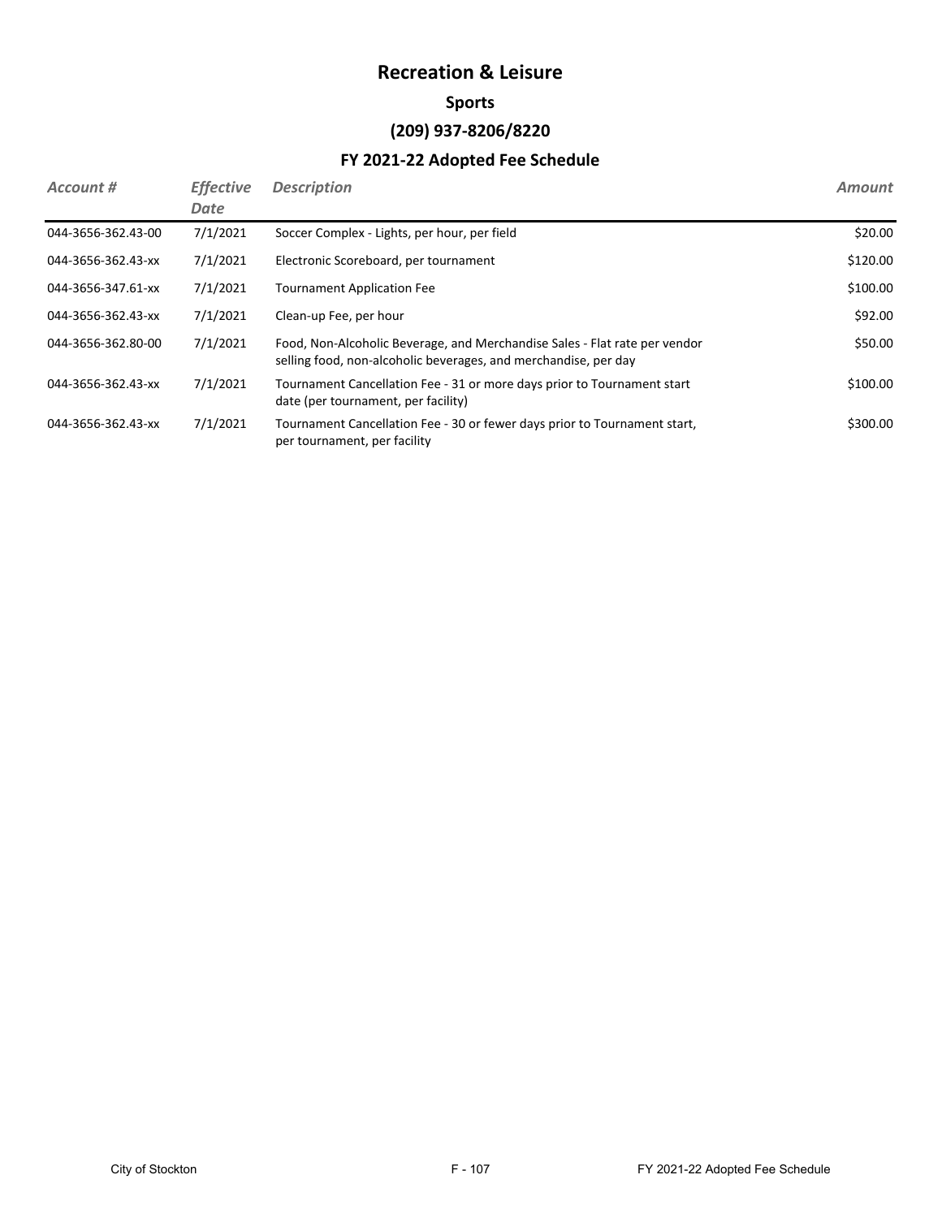# Recreation & Leisure

## Sports

## (209) 937-8206/8220

## FY 2021-22 Adopted Fee Schedule

| *Account #* | *Effective Date* | *Description* | *Amount* |
|---|---|---|---|
| 044-3656-362.43-00 | 7/1/2021 | Soccer Complex - Lights, per hour, per field | $20.00 |
| 044-3656-362.43-xx | 7/1/2021 | Electronic Scoreboard, per tournament | $120.00 |
| 044-3656-347.61-xx | 7/1/2021 | Tournament Application Fee | $100.00 |
| 044-3656-362.43-xx | 7/1/2021 | Clean-up Fee, per hour | $92.00 |
| 044-3656-362.80-00 | 7/1/2021 | Food, Non-Alcoholic Beverage, and Merchandise Sales - Flat rate per vendor selling food, non-alcoholic beverages, and merchandise, per day | $50.00 |
| 044-3656-362.43-xx | 7/1/2021 | Tournament Cancellation Fee - 31 or more days prior to Tournament start date (per tournament, per facility) | $100.00 |
| 044-3656-362.43-xx | 7/1/2021 | Tournament Cancellation Fee - 30 or fewer days prior to Tournament start, per tournament, per facility | $300.00 |